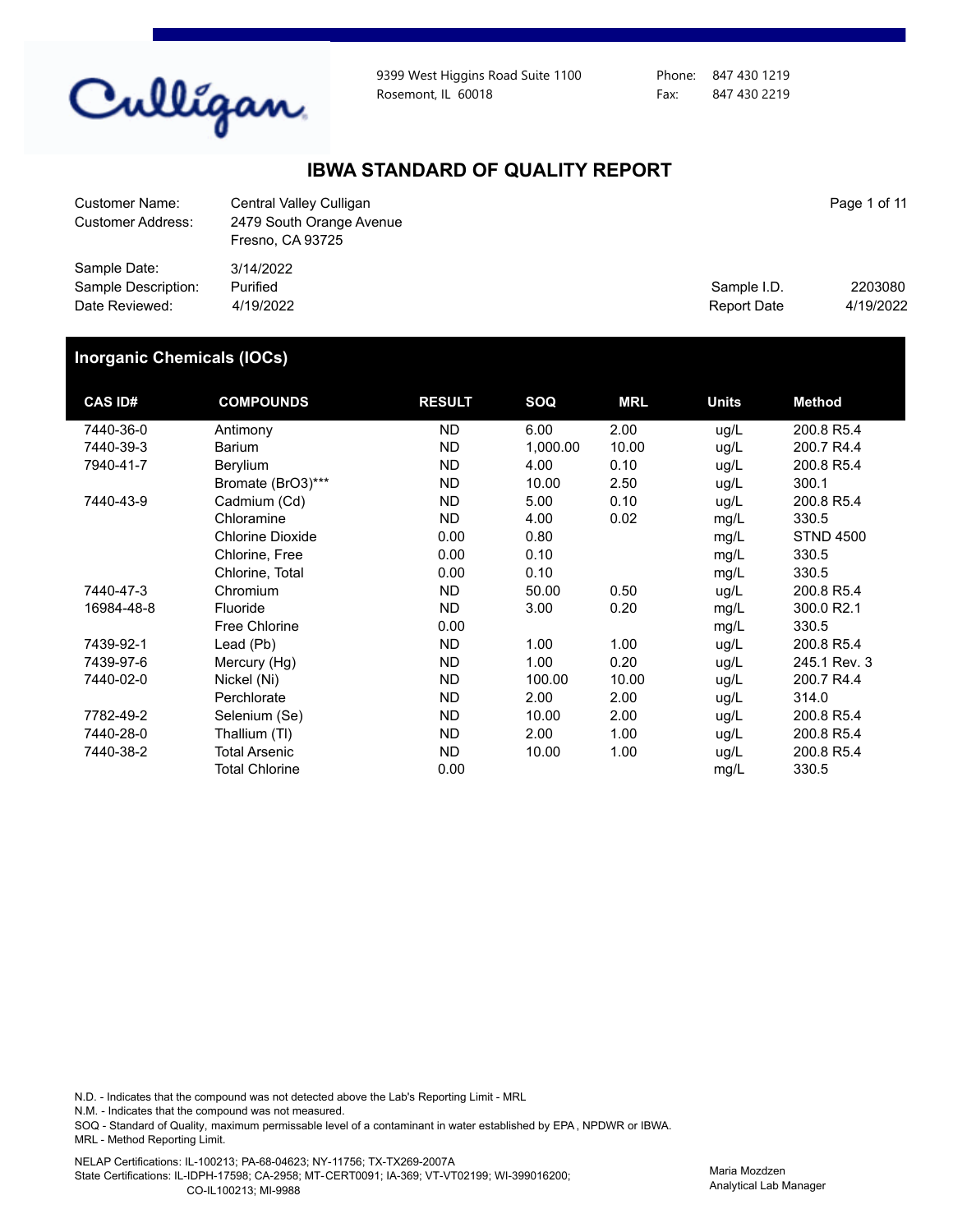Culligan

9399 West Higgins Road Suite 1100
Rosemont, IL 60018

Phone: 847 430 1219
Fax: 847 430 2219

# IBWA STANDARD OF QUALITY REPORT

Customer Name: Central Valley Culligan
Customer Address: 2479 South Orange Avenue
Fresno, CA 93725

Sample Date: 3/14/2022
Sample Description: Purified
Date Reviewed: 4/19/2022

Sample I.D. 2203080
Report Date 4/19/2022

## Inorganic Chemicals (IOCs)

| CAS ID# | COMPOUNDS | RESULT | SOQ | MRL | Units | Method |
|---|---|---|---|---|---|---|
| 7440-36-0 | Antimony | ND | 6.00 | 2.00 | ug/L | 200.8 R5.4 |
| 7440-39-3 | Barium | ND | 1,000.00 | 10.00 | ug/L | 200.7 R4.4 |
| 7940-41-7 | Berylium | ND | 4.00 | 0.10 | ug/L | 200.8 R5.4 |
| | Bromate (BrO3)*** | ND | 10.00 | 2.50 | ug/L | 300.1 |
| 7440-43-9 | Cadmium (Cd) | ND | 5.00 | 0.10 | ug/L | 200.8 R5.4 |
| | Chloramine | ND | 4.00 | 0.02 | mg/L | 330.5 |
| | Chlorine Dioxide | 0.00 | 0.80 | | mg/L | STND 4500 |
| | Chlorine, Free | 0.00 | 0.10 | | mg/L | 330.5 |
| | Chlorine, Total | 0.00 | 0.10 | | mg/L | 330.5 |
| 7440-47-3 | Chromium | ND | 50.00 | 0.50 | ug/L | 200.8 R5.4 |
| 16984-48-8 | Fluoride | ND | 3.00 | 0.20 | mg/L | 300.0 R2.1 |
| | Free Chlorine | 0.00 | | | mg/L | 330.5 |
| 7439-92-1 | Lead (Pb) | ND | 1.00 | 1.00 | ug/L | 200.8 R5.4 |
| 7439-97-6 | Mercury (Hg) | ND | 1.00 | 0.20 | ug/L | 245.1 Rev. 3 |
| 7440-02-0 | Nickel (Ni) | ND | 100.00 | 10.00 | ug/L | 200.7 R4.4 |
| | Perchlorate | ND | 2.00 | 2.00 | ug/L | 314.0 |
| 7782-49-2 | Selenium (Se) | ND | 10.00 | 2.00 | ug/L | 200.8 R5.4 |
| 7440-28-0 | Thallium (Tl) | ND | 2.00 | 1.00 | ug/L | 200.8 R5.4 |
| 7440-38-2 | Total Arsenic | ND | 10.00 | 1.00 | ug/L | 200.8 R5.4 |
| | Total Chlorine | 0.00 | | | mg/L | 330.5 |

N.D. - Indicates that the compound was not detected above the Lab's Reporting Limit - MRL
N.M. - Indicates that the compound was not measured.
SOQ - Standard of Quality, maximum permissable level of a contaminant in water established by EPA , NPDWR or IBWA.
MRL - Method Reporting Limit.

NELAP Certifications: IL-100213; PA-68-04623; NY-11756; TX-TX269-2007A
State Certifications: IL-IDPH-17598; CA-2958; MT-CERT0091; IA-369; VT-VT02199; WI-399016200; CO-IL100213; MI-9988

Maria Mozdzen
Analytical Lab Manager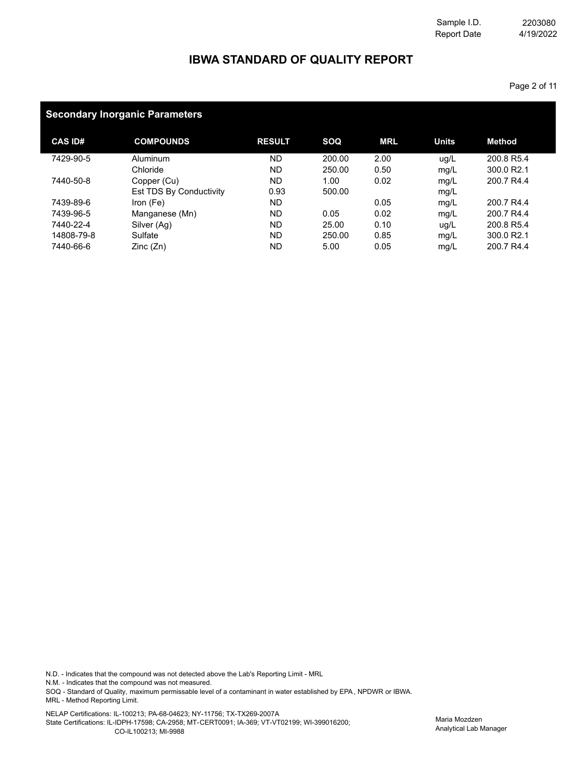Sample I.D. 2203080
Report Date 4/19/2022

# IBWA STANDARD OF QUALITY REPORT

## Secondary Inorganic Parameters

| CAS ID# | COMPOUNDS | RESULT | SOQ | MRL | Units | Method |
|---|---|---|---|---|---|---|
| 7429-90-5 | Aluminum | ND | 200.00 | 2.00 | ug/L | 200.8 R5.4 |
| | Chloride | ND | 250.00 | 0.50 | mg/L | 300.0 R2.1 |
| 7440-50-8 | Copper (Cu) | ND | 1.00 | 0.02 | mg/L | 200.7 R4.4 |
| | Est TDS By Conductivity | 0.93 | 500.00 | | mg/L | |
| 7439-89-6 | Iron (Fe) | ND | | 0.05 | mg/L | 200.7 R4.4 |
| 7439-96-5 | Manganese (Mn) | ND | 0.05 | 0.02 | mg/L | 200.7 R4.4 |
| 7440-22-4 | Silver (Ag) | ND | 25.00 | 0.10 | ug/L | 200.8 R5.4 |
| 14808-79-8 | Sulfate | ND | 250.00 | 0.85 | mg/L | 300.0 R2.1 |
| 7440-66-6 | Zinc (Zn) | ND | 5.00 | 0.05 | mg/L | 200.7 R4.4 |

N.D. - Indicates that the compound was not detected above the Lab's Reporting Limit - MRL
N.M. - Indicates that the compound was not measured.
SOQ - Standard of Quality, maximum permissable level of a contaminant in water established by EPA , NPDWR or IBWA.
MRL - Method Reporting Limit.

NELAP Certifications: IL-100213; PA-68-04623; NY-11756; TX-TX269-2007A
State Certifications: IL-IDPH-17598; CA-2958; MT-CERT0091; IA-369; VT-VT02199; WI-399016200; CO-IL100213; MI-9988

Maria Mozdzen
Analytical Lab Manager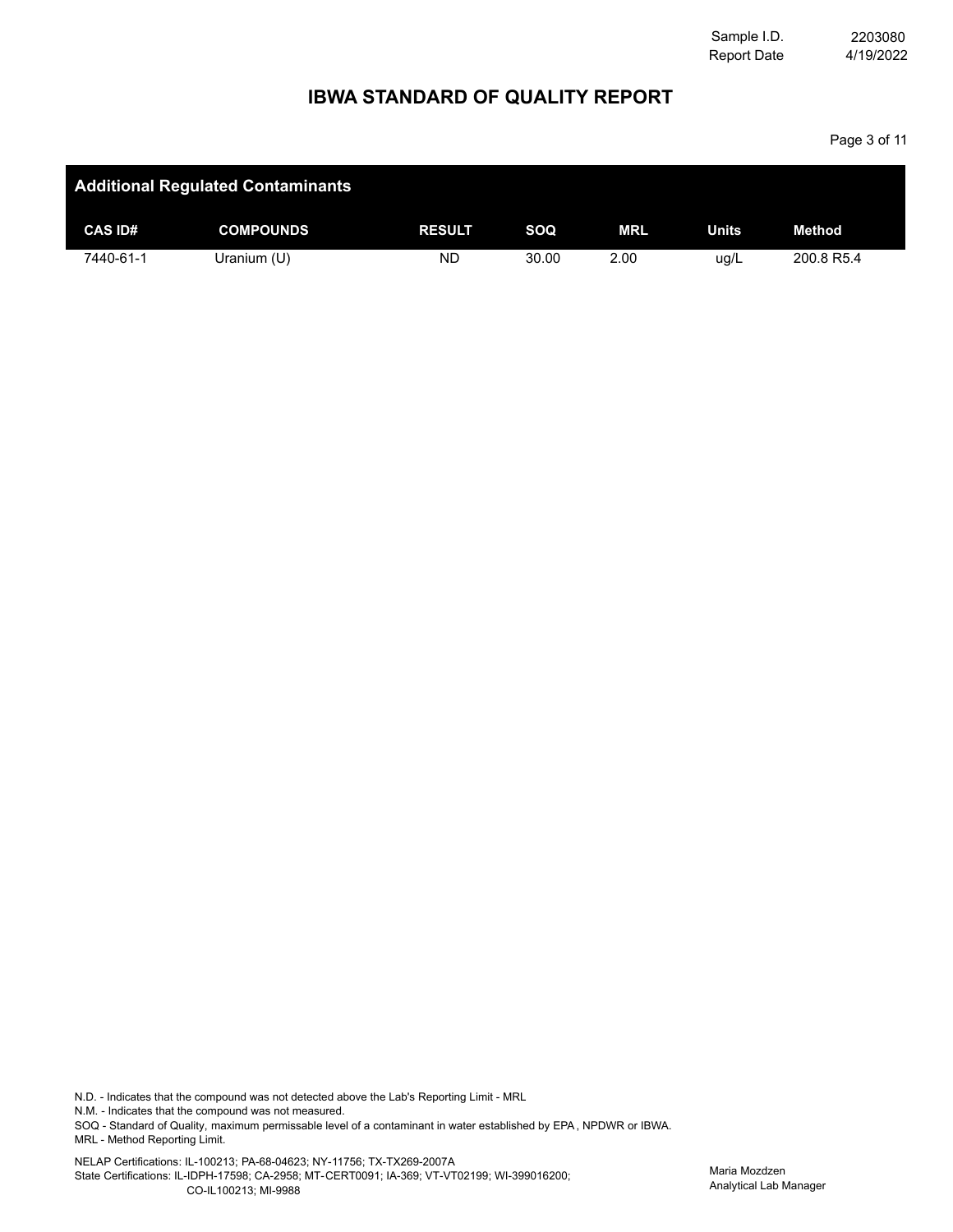| Sample I.D. | 2203080 |
| --- | --- |
| Report Date | 4/19/2022 |

# IBWA STANDARD OF QUALITY REPORT

| Additional Regulated Contaminants | | | | | | |
| --- | --- | --- | --- | --- | --- | --- |
| **CAS ID#** | **COMPOUNDS** | **RESULT** | **SOQ** | **MRL** | **Units** | **Method** |
| 7440-61-1 | Uranium (U) | ND | 30.00 | 2.00 | ug/L | 200.8 R5.4 |

N.D. - Indicates that the compound was not detected above the Lab's Reporting Limit - MRL
N.M. - Indicates that the compound was not measured.
SOQ - Standard of Quality, maximum permissable level of a contaminant in water established by EPA , NPDWR or IBWA.
MRL - Method Reporting Limit.

NELAP Certifications: IL-100213; PA-68-04623; NY-11756; TX-TX269-2007A
State Certifications: IL-IDPH-17598; CA-2958; MT-CERT0091; IA-369; VT-VT02199; WI-399016200;
CO-IL100213; MI-9988

Maria Mozdzen
Analytical Lab Manager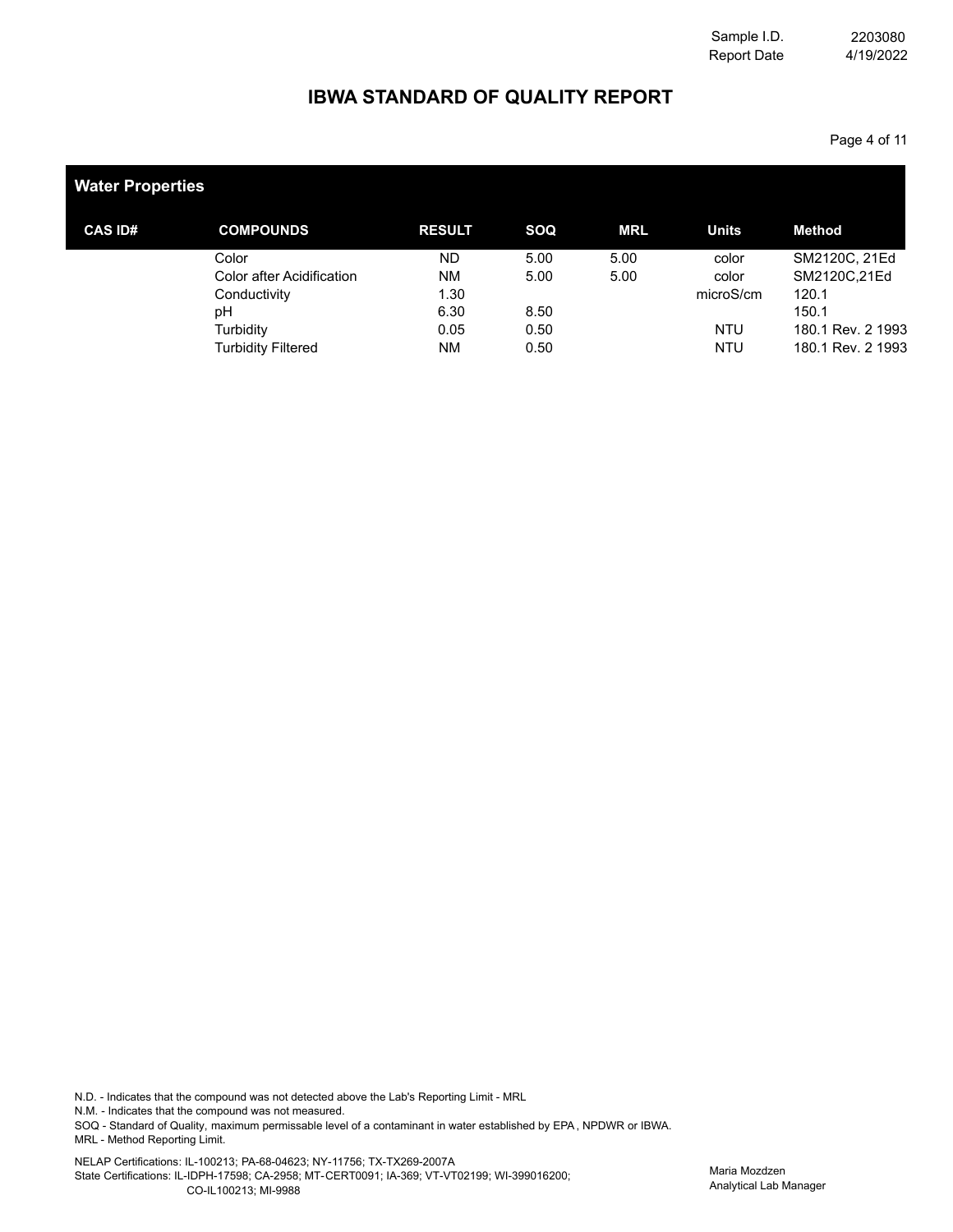Sample I.D. 2203080
Report Date 4/19/2022

# IBWA STANDARD OF QUALITY REPORT

## Water Properties

| CAS ID# | COMPOUNDS | RESULT | SOQ | MRL | Units | Method |
|---|---|---|---|---|---|---|
| | Color | ND | 5.00 | 5.00 | color | SM2120C, 21Ed |
| | Color after Acidification | NM | 5.00 | 5.00 | color | SM2120C,21Ed |
| | Conductivity | 1.30 | | | microS/cm | 120.1 |
| | pH | 6.30 | 8.50 | | | 150.1 |
| | Turbidity | 0.05 | 0.50 | | NTU | 180.1 Rev. 2 1993 |
| | Turbidity Filtered | NM | 0.50 | | NTU | 180.1 Rev. 2 1993 |

N.D. - Indicates that the compound was not detected above the Lab's Reporting Limit - MRL
N.M. - Indicates that the compound was not measured.
SOQ - Standard of Quality, maximum permissable level of a contaminant in water established by EPA , NPDWR or IBWA.
MRL - Method Reporting Limit.

NELAP Certifications: IL-100213; PA-68-04623; NY-11756; TX-TX269-2007A
State Certifications: IL-IDPH-17598; CA-2958; MT-CERT0091; IA-369; VT-VT02199; WI-399016200; CO-IL100213; MI-9988

Maria Mozdzen
Analytical Lab Manager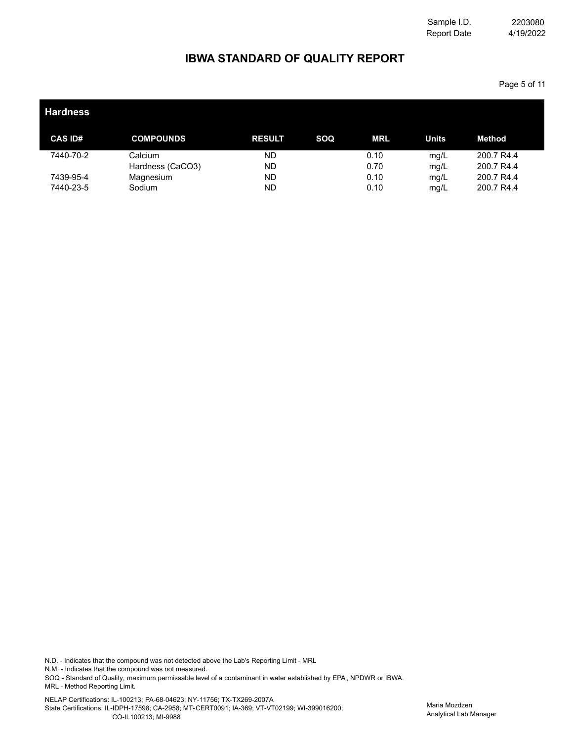Sample I.D. 2203080
Report Date 4/19/2022

# IBWA STANDARD OF QUALITY REPORT

## Hardness

| CAS ID# | COMPOUNDS | RESULT | SOQ | MRL | Units | Method |
|---|---|---|---|---|---|---|
| 7440-70-2 | Calcium | ND | | 0.10 | mg/L | 200.7 R4.4 |
| | Hardness (CaCO3) | ND | | 0.70 | mg/L | 200.7 R4.4 |
| 7439-95-4 | Magnesium | ND | | 0.10 | mg/L | 200.7 R4.4 |
| 7440-23-5 | Sodium | ND | | 0.10 | mg/L | 200.7 R4.4 |

N.D. - Indicates that the compound was not detected above the Lab's Reporting Limit - MRL
N.M. - Indicates that the compound was not measured.
SOQ - Standard of Quality, maximum permissable level of a contaminant in water established by EPA , NPDWR or IBWA.
MRL - Method Reporting Limit.

NELAP Certifications: IL-100213; PA-68-04623; NY-11756; TX-TX269-2007A
State Certifications: IL-IDPH-17598; CA-2958; MT-CERT0091; IA-369; VT-VT02199; WI-399016200; CO-IL100213; MI-9988

Maria Mozdzen
Analytical Lab Manager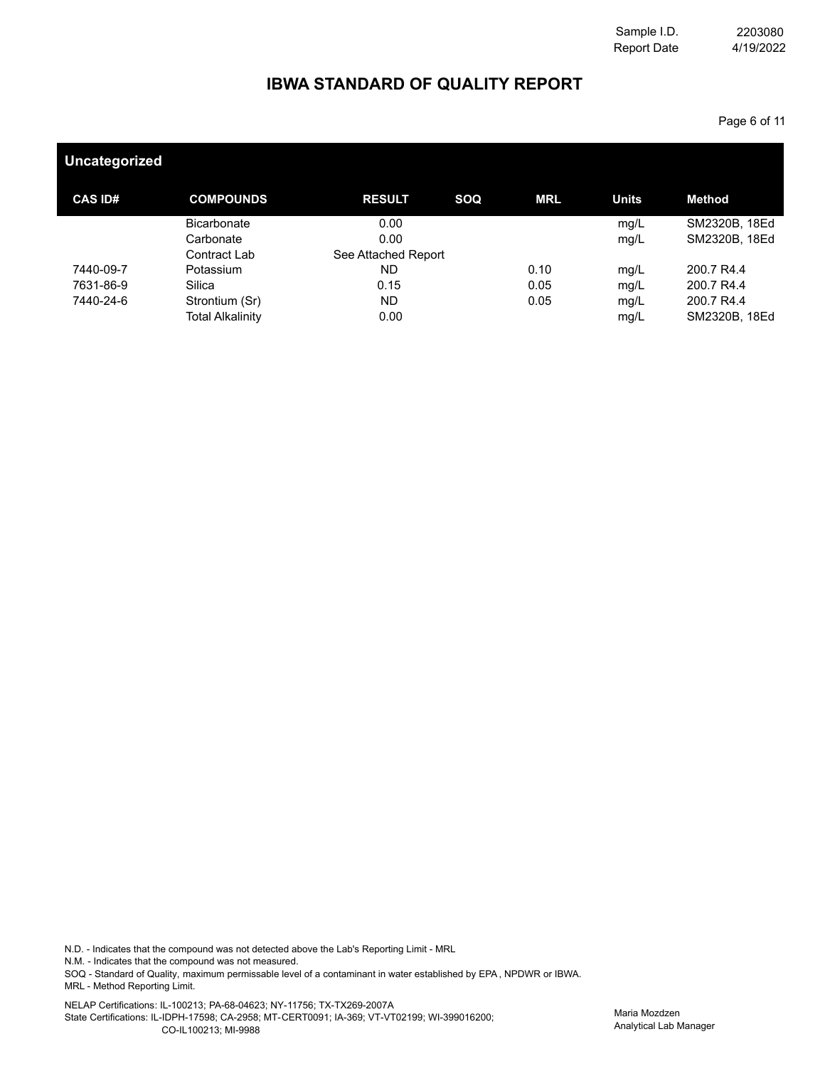Sample I.D. 2203080
Report Date 4/19/2022

# IBWA STANDARD OF QUALITY REPORT

## Uncategorized

| CAS ID# | COMPOUNDS | RESULT | SOQ | MRL | Units | Method |
|---|---|---|---|---|---|---|
| | Bicarbonate | 0.00 | | | mg/L | SM2320B, 18Ed |
| | Carbonate | 0.00 | | | mg/L | SM2320B, 18Ed |
| | Contract Lab | See Attached Report | | | | |
| 7440-09-7 | Potassium | ND | | 0.10 | mg/L | 200.7 R4.4 |
| 7631-86-9 | Silica | 0.15 | | 0.05 | mg/L | 200.7 R4.4 |
| 7440-24-6 | Strontium (Sr) | ND | | 0.05 | mg/L | 200.7 R4.4 |
| | Total Alkalinity | 0.00 | | | mg/L | SM2320B, 18Ed |

N.D. - Indicates that the compound was not detected above the Lab's Reporting Limit - MRL
N.M. - Indicates that the compound was not measured.
SOQ - Standard of Quality, maximum permissable level of a contaminant in water established by EPA , NPDWR or IBWA.
MRL - Method Reporting Limit.

NELAP Certifications: IL-100213; PA-68-04623; NY-11756; TX-TX269-2007A
State Certifications: IL-IDPH-17598; CA-2958; MT-CERT0091; IA-369; VT-VT02199; WI-399016200; CO-IL100213; MI-9988

Maria Mozdzen
Analytical Lab Manager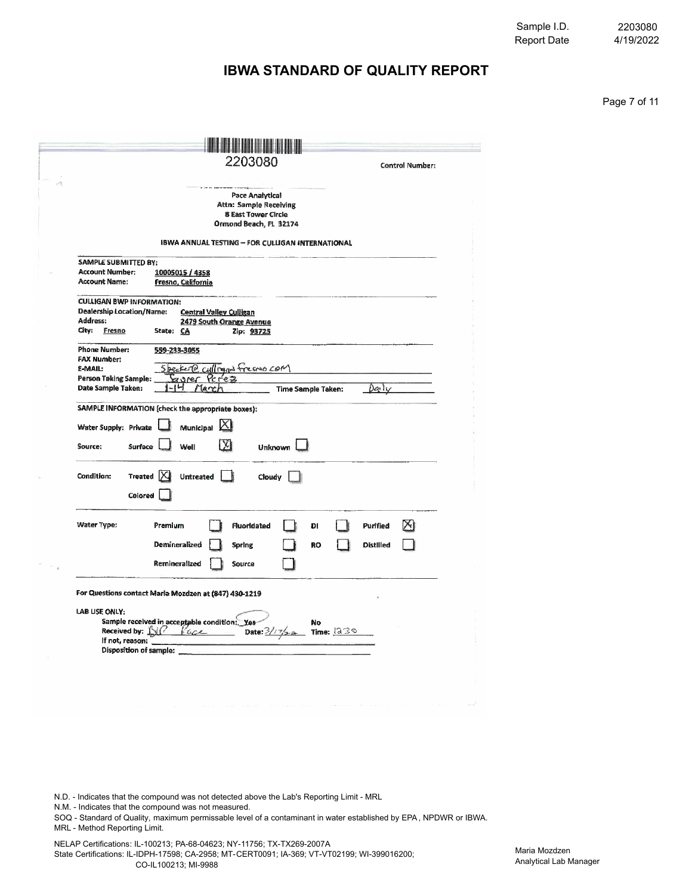Sample I.D. 2203080
Report Date 4/19/2022

# IBWA STANDARD OF QUALITY REPORT

2203080

Control Number:

Pace Analytical
Attn: Sample Receiving
8 East Tower Circle
Ormond Beach, FL 32174

**IBWA ANNUAL TESTING – FOR CULLIGAN INTERNATIONAL**

**SAMPLE SUBMITTED BY:**

**Account Number:** 10005015 / 4358
**Account Name:** Fresno, California

**CULLIGAN BWP INFORMATION:**

**Dealership Location/Name:** Central Valley Culligan
**Address:** 2479 South Orange Avenue
**City:** Fresno **State:** CA **Zip:** 93725

**Phone Number:** 559-233-3055
**FAX Number:**
**E-MAIL:** Sbecker@culligan fresno.com
**Person Taking Sample:** Xavier Perez
**Date Sample Taken:** 1-14 March **Time Sample Taken:** Daily

**SAMPLE INFORMATION (check the appropriate boxes):**

Water Supply: Private [ ] Municipal [X]

Source: Surface [ ] Well [X] Unknown [ ]

Condition: Treated [X] Untreated [ ] Cloudy [ ] Colored [ ]

Water Type: Premium [ ] Fluoridated [ ] DI [ ] Purified [X] Demineralized [ ] Spring [ ] RO [ ] Distilled [ ] Remineralized [ ] Source [ ]

For Questions contact Maria Mozdzen at (847) 430-1219

**LAB USE ONLY:**

Sample received in acceptable condition: Yes No
Received by: BC Pace Date: 3/17/22 Time: 1230
If not, reason:
Disposition of sample:

N.D. - Indicates that the compound was not detected above the Lab's Reporting Limit - MRL
N.M. - Indicates that the compound was not measured.
SOQ - Standard of Quality, maximum permissable level of a contaminant in water established by EPA , NPDWR or IBWA.
MRL - Method Reporting Limit.

NELAP Certifications: IL-100213; PA-68-04623; NY-11756; TX-TX269-2007A
State Certifications: IL-IDPH-17598; CA-2958; MT-CERT0091; IA-369; VT-VT02199; WI-399016200; CO-IL100213; MI-9988

Maria Mozdzen
Analytical Lab Manager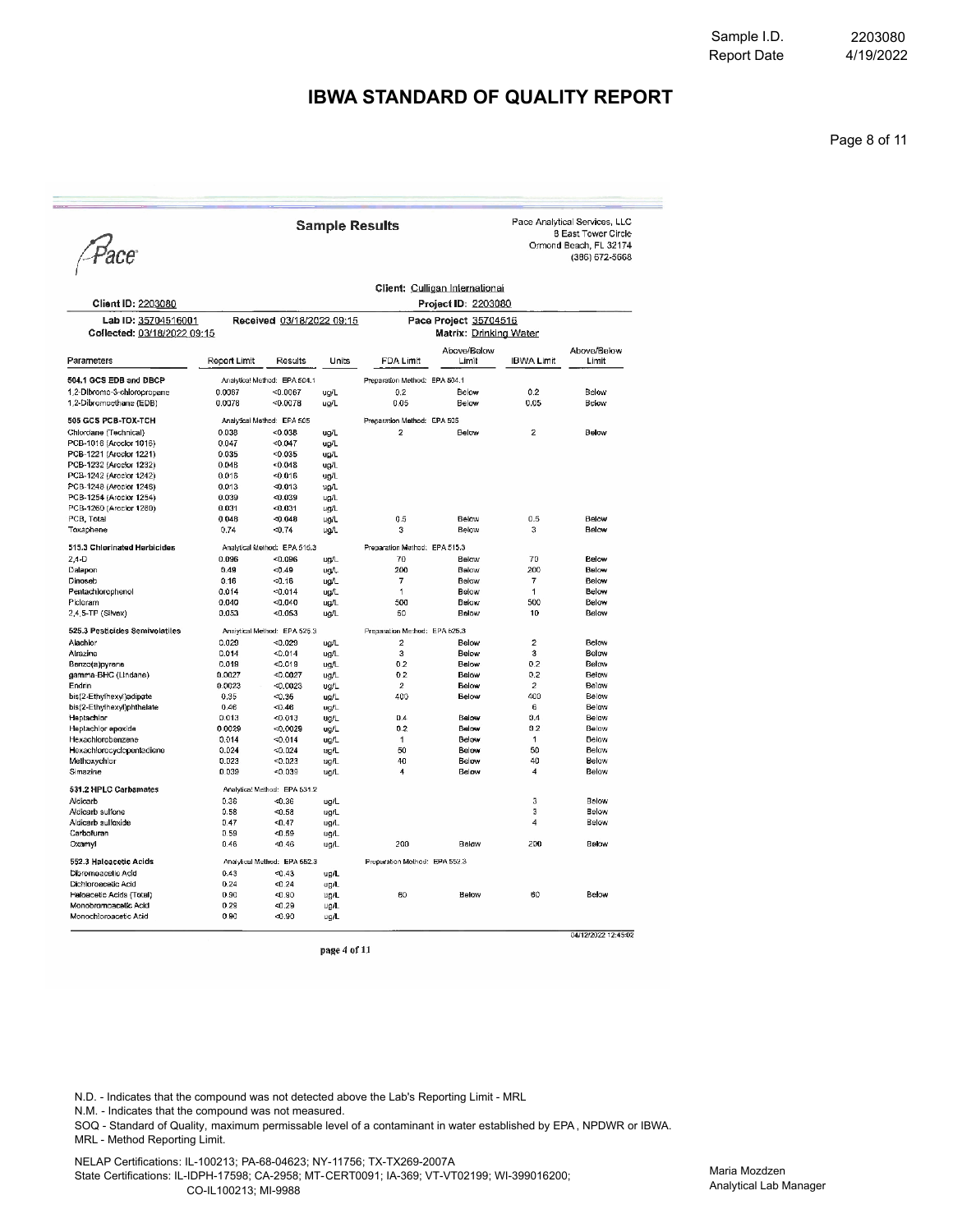Sample I.D. 2203080
Report Date 4/19/2022

# IBWA STANDARD OF QUALITY REPORT

## Sample Results

Pace

Pace Analytical Services, LLC
8 East Tower Circle
Ormond Beach, FL 32174
(386) 672-5668

Client: Culligan International

Client ID: 2203080 | Project ID: 2203080

Lab ID: 35704516001 | Received 03/18/2022 09:15 | Pace Project 35704516

Collected: 03/18/2022 09:15 | Matrix: Drinking Water

| Parameters | Report Limit | Results | Units | FDA Limit | Above/Below Limit | IBWA Limit | Above/Below Limit |
|---|---|---|---|---|---|---|---|
| **504.1 GCS EDB and DBCP** | Analytical Method: EPA 504.1 | | | Preparation Method: EPA 504.1 | | | |
| 1,2-Dibromo-3-chloropropane | 0.0067 | <0.0067 | ug/L | 0.2 | Below | 0.2 | Below |
| 1,2-Dibromoethane (EDB) | 0.0078 | <0.0078 | ug/L | 0.05 | Below | 0.05 | Below |
| **505 GCS PCB-TOX-TCH** | Analytical Method: EPA 505 | | | Preparation Method: EPA 505 | | | |
| Chlordane (Technical) | 0.038 | <0.038 | ug/L | 2 | Below | 2 | Below |
| PCB-1016 (Aroclor 1016) | 0.047 | <0.047 | ug/L | | | | |
| PCB-1221 (Aroclor 1221) | 0.035 | <0.035 | ug/L | | | | |
| PCB-1232 (Aroclor 1232) | 0.048 | <0.048 | ug/L | | | | |
| PCB-1242 (Aroclor 1242) | 0.016 | <0.016 | ug/L | | | | |
| PCB-1248 (Aroclor 1248) | 0.013 | <0.013 | ug/L | | | | |
| PCB-1254 (Aroclor 1254) | 0.039 | <0.039 | ug/L | | | | |
| PCB-1260 (Aroclor 1260) | 0.031 | <0.031 | ug/L | | | | |
| PCB, Total | 0.048 | <0.048 | ug/L | 0.5 | Below | 0.5 | Below |
| Toxaphene | 0.74 | <0.74 | ug/L | 3 | Below | 3 | Below |
| **515.3 Chlorinated Herbicides** | Analytical Method: EPA 515.3 | | | Preparation Method: EPA 515.3 | | | |
| 2,4-D | 0.096 | <0.096 | ug/L | 70 | Below | 70 | Below |
| Dalapon | 0.49 | <0.49 | ug/L | 200 | Below | 200 | Below |
| Dinoseb | 0.16 | <0.16 | ug/L | 7 | Below | 7 | Below |
| Pentachlorophenol | 0.014 | <0.014 | ug/L | 1 | Below | 1 | Below |
| Picloram | 0.040 | <0.040 | ug/L | 500 | Below | 500 | Below |
| 2,4,5-TP (Silvex) | 0.053 | <0.053 | ug/L | 50 | Below | 10 | Below |
| **525.3 Pesticides Semivolatiles** | Analytical Method: EPA 525.3 | | | Preparation Method: EPA 525.3 | | | |
| Alachlor | 0.029 | <0.029 | ug/L | 2 | Below | 2 | Below |
| Atrazine | 0.014 | <0.014 | ug/L | 3 | Below | 3 | Below |
| Benzo(a)pyrene | 0.019 | <0.019 | ug/L | 0.2 | Below | 0.2 | Below |
| gamma-BHC (Lindane) | 0.0027 | <0.0027 | ug/L | 0.2 | Below | 0.2 | Below |
| Endrin | 0.0023 | <0.0023 | ug/L | 2 | Below | 2 | Below |
| bis(2-Ethylhexyl)adipate | 0.35 | <0.35 | ug/L | 400 | Below | 400 | Below |
| bis(2-Ethylhexyl)phthalate | 0.46 | <0.46 | ug/L | | | 6 | Below |
| Heptachlor | 0.013 | <0.013 | ug/L | 0.4 | Below | 0.4 | Below |
| Heptachlor epoxide | 0.0029 | <0.0029 | ug/L | 0.2 | Below | 0.2 | Below |
| Hexachlorobenzene | 0.014 | <0.014 | ug/L | 1 | Below | 1 | Below |
| Hexachlorocyclopentadiene | 0.024 | <0.024 | ug/L | 50 | Below | 50 | Below |
| Methoxychlor | 0.023 | <0.023 | ug/L | 40 | Below | 40 | Below |
| Simazine | 0.039 | <0.039 | ug/L | 4 | Below | 4 | Below |
| **531.2 HPLC Carbamates** | Analytical Method: EPA 531.2 | | | | | | |
| Aldicarb | 0.36 | <0.36 | ug/L | | | 3 | Below |
| Aldicarb sulfone | 0.58 | <0.58 | ug/L | | | 3 | Below |
| Aldicarb sulfoxide | 0.47 | <0.47 | ug/L | | | 4 | Below |
| Carbofuran | 0.59 | <0.59 | ug/L | | | | |
| Oxamyl | 0.46 | <0.46 | ug/L | 200 | Below | 200 | Below |
| **552.3 Haloacetic Acids** | Analytical Method: EPA 552.3 | | | Preparation Method: EPA 552.3 | | | |
| Dibromoacetic Acid | 0.43 | <0.43 | ug/L | | | | |
| Dichloroacetic Acid | 0.24 | <0.24 | ug/L | | | | |
| Haloacetic Acids (Total) | 0.90 | <0.90 | ug/L | 60 | Below | 60 | Below |
| Monobromoacetic Acid | 0.29 | <0.29 | ug/L | | | | |
| Monochloroacetic Acid | 0.90 | <0.90 | ug/L | | | | |

04/12/2022 12:45:02

N.D. - Indicates that the compound was not detected above the Lab's Reporting Limit - MRL
N.M. - Indicates that the compound was not measured.
SOQ - Standard of Quality, maximum permissable level of a contaminant in water established by EPA , NPDWR or IBWA.
MRL - Method Reporting Limit.

NELAP Certifications: IL-100213; PA-68-04623; NY-11756; TX-TX269-2007A
State Certifications: IL-IDPH-17598; CA-2958; MT-CERT0091; IA-369; VT-VT02199; WI-399016200; CO-IL100213; MI-9988

Maria Mozdzen
Analytical Lab Manager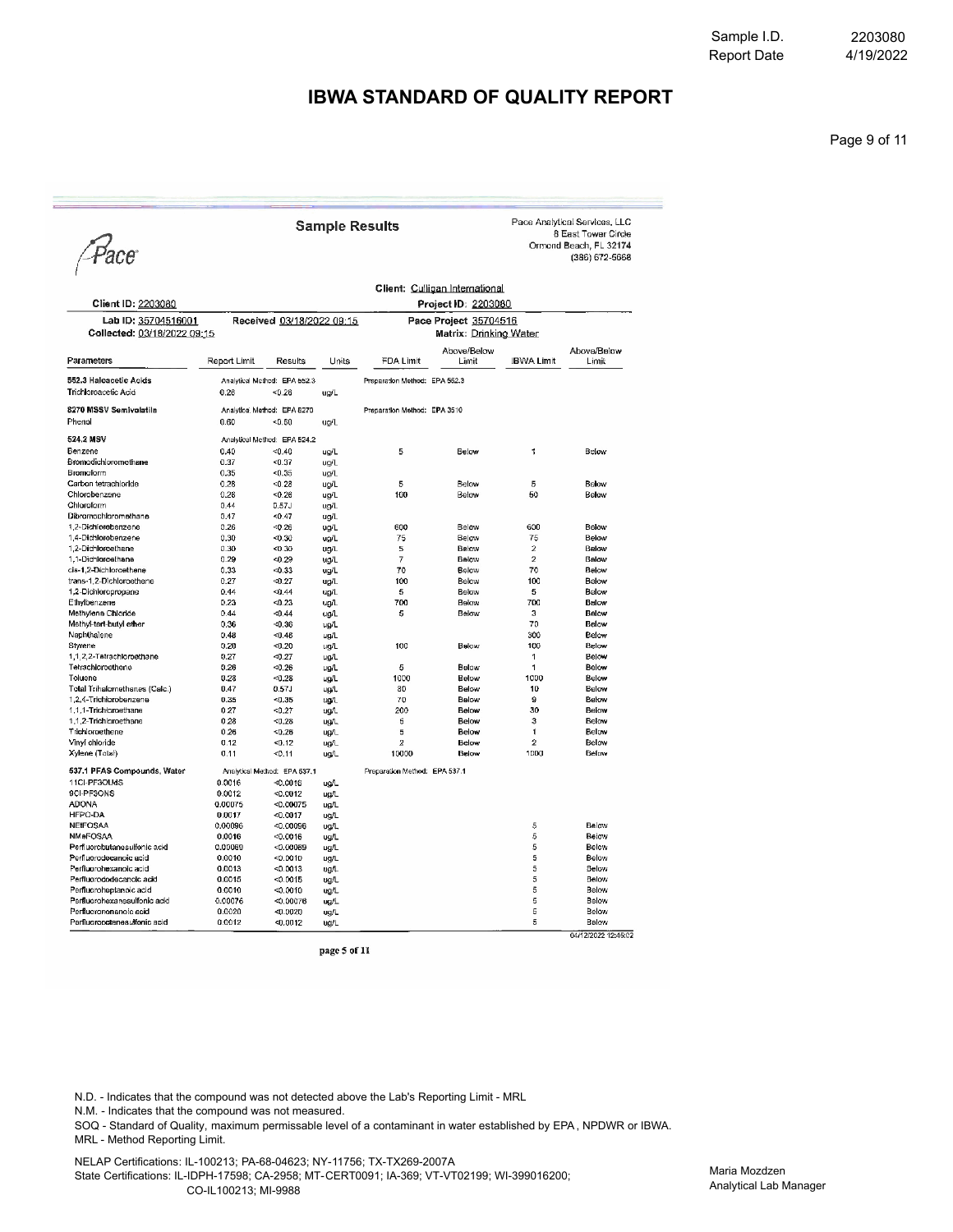Sample I.D. 2203080
Report Date 4/19/2022

# IBWA STANDARD OF QUALITY REPORT

## Sample Results

Pace

Pace Analytical Services, LLC
8 East Tower Circle
Ormond Beach, FL 32174
(386) 672-5668

Client: Culligan International

Client ID: 2203080 | Project ID: 2203080

Lab ID: 35704516001 | Received 03/18/2022 09:15 | Pace Project 35704516

Collected: 03/18/2022 09:15 | Matrix: Drinking Water

| Parameters | Report Limit | Results | Units | FDA Limit | Above/Below Limit | IBWA Limit | Above/Below Limit |
|---|---|---|---|---|---|---|---|
| **552.3 Haloacetic Acids** | Analytical Method: EPA 552.3 | | | Preparation Method: EPA 552.3 | | | |
| Trichloroacetic Acid | 0.26 | <0.26 | ug/L | | | | |
| **8270 MSSV Semivolatile** | Analytical Method: EPA 8270 | | | Preparation Method: EPA 3510 | | | |
| Phenol | 0.60 | <0.60 | ug/L | | | | |
| **524.2 MSV** | Analytical Method: EPA 524.2 | | | | | | |
| Benzene | 0.40 | <0.40 | ug/L | 5 | Below | 1 | Below |
| Bromodichloromethane | 0.37 | <0.37 | ug/L | | | | |
| Bromoform | 0.35 | <0.35 | ug/L | | | | |
| Carbon tetrachloride | 0.28 | <0.28 | ug/L | 5 | Below | 5 | Below |
| Chlorobenzene | 0.26 | <0.26 | ug/L | 100 | Below | 50 | Below |
| Chloroform | 0.44 | 0.57J | ug/L | | | | |
| Dibromochloromethane | 0.47 | <0.47 | ug/L | | | | |
| 1,2-Dichlorobenzene | 0.26 | <0.26 | ug/L | 600 | Below | 600 | Below |
| 1,4-Dichlorobenzene | 0.30 | <0.30 | ug/L | 75 | Below | 75 | Below |
| 1,2-Dichloroethane | 0.30 | <0.30 | ug/L | 5 | Below | 2 | Below |
| 1,1-Dichloroethene | 0.29 | <0.29 | ug/L | 7 | Below | 2 | Below |
| cis-1,2-Dichloroethene | 0.33 | <0.33 | ug/L | 70 | Below | 70 | Below |
| trans-1,2-Dichloroethene | 0.27 | <0.27 | ug/L | 100 | Below | 100 | Below |
| 1,2-Dichloropropane | 0.44 | <0.44 | ug/L | 5 | Below | 5 | Below |
| Ethylbenzene | 0.23 | <0.23 | ug/L | 700 | Below | 700 | Below |
| Methylene Chloride | 0.44 | <0.44 | ug/L | 5 | Below | 3 | Below |
| Methyl-tert-butyl ether | 0.36 | <0.36 | ug/L | | | 70 | Below |
| Naphthalene | 0.48 | <0.48 | ug/L | | | 300 | Below |
| Styrene | 0.20 | <0.20 | ug/L | 100 | Below | 100 | Below |
| 1,1,2,2-Tetrachloroethane | 0.27 | <0.27 | ug/L | | | 1 | Below |
| Tetrachloroethene | 0.26 | <0.26 | ug/L | 5 | Below | 1 | Below |
| Toluene | 0.28 | <0.28 | ug/L | 1000 | Below | 1000 | Below |
| Total Trihalomethanes (Calc.) | 0.47 | 0.57J | ug/L | 80 | Below | 10 | Below |
| 1,2,4-Trichlorobenzene | 0.35 | <0.35 | ug/L | 70 | Below | 9 | Below |
| 1,1,1-Trichloroethane | 0.27 | <0.27 | ug/L | 200 | Below | 30 | Below |
| 1,1,2-Trichloroethane | 0.28 | <0.28 | ug/L | 5 | Below | 3 | Below |
| Trichloroethene | 0.26 | <0.26 | ug/L | 5 | Below | 1 | Below |
| Vinyl chloride | 0.12 | <0.12 | ug/L | 2 | Below | 2 | Below |
| Xylene (Total) | 0.11 | <0.11 | ug/L | 10000 | Below | 1000 | Below |
| **537.1 PFAS Compounds, Water** | Analytical Method: EPA 537.1 | | | Preparation Method: EPA 537.1 | | | |
| 11Cl-PF3OUdS | 0.0016 | <0.0016 | ug/L | | | | |
| 9Cl-PF3ONS | 0.0012 | <0.0012 | ug/L | | | | |
| ADONA | 0.00075 | <0.00075 | ug/L | | | | |
| HFPO-DA | 0.0017 | <0.0017 | ug/L | | | | |
| NEtFOSAA | 0.00096 | <0.00096 | ug/L | | | 5 | Below |
| NMeFOSAA | 0.0016 | <0.0016 | ug/L | | | 5 | Below |
| Perfluorobutanesulfonic acid | 0.00089 | <0.00089 | ug/L | | | 5 | Below |
| Perfluorodecanoic acid | 0.0010 | <0.0010 | ug/L | | | 5 | Below |
| Perfluorohexanoic acid | 0.0013 | <0.0013 | ug/L | | | 5 | Below |
| Perfluorododecanoic acid | 0.0015 | <0.0015 | ug/L | | | 5 | Below |
| Perfluoroheptanoic acid | 0.0010 | <0.0010 | ug/L | | | 5 | Below |
| Perfluorohexanesulfonic acid | 0.00076 | <0.00076 | ug/L | | | 5 | Below |
| Perfluorononanoic acid | 0.0020 | <0.0020 | ug/L | | | 5 | Below |
| Perfluorooctanesulfonic acid | 0.0012 | <0.0012 | ug/L | | | 5 | Below |

04/12/2022 12:45:02

N.D. - Indicates that the compound was not detected above the Lab's Reporting Limit - MRL
N.M. - Indicates that the compound was not measured.
SOQ - Standard of Quality, maximum permissable level of a contaminant in water established by EPA , NPDWR or IBWA.
MRL - Method Reporting Limit.

NELAP Certifications: IL-100213; PA-68-04623; NY-11756; TX-TX269-2007A
State Certifications: IL-IDPH-17598; CA-2958; MT-CERT0091; IA-369; VT-VT02199; WI-399016200; CO-IL100213; MI-9988

Maria Mozdzen
Analytical Lab Manager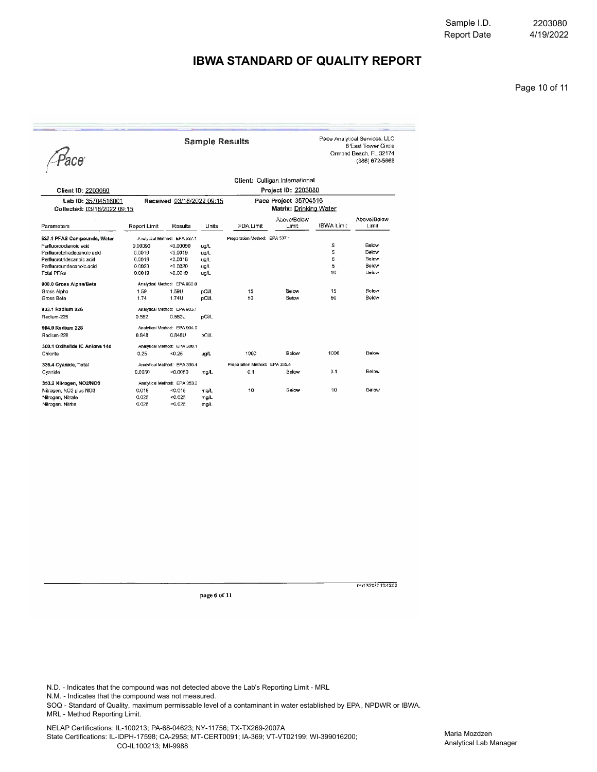Sample I.D. 2203080
Report Date 4/19/2022

# IBWA STANDARD OF QUALITY REPORT

## Sample Results

Pace

Pace Analytical Services, LLC
8 East Tower Circle
Ormond Beach, FL 32174
(386) 672-5668

Client: Culligan International

Client ID: 2203080 | Project ID: 2203080

Lab ID: 35704516001 | Received 03/18/2022 09:15 | Paco Project 35704516

Collected: 03/18/2022 09:15 | Matrix: Drinking Water

| Parameters | Report Limit | Results | Units | FDA Limit | Above/Below Limit | IBWA Limit | Above/Below Limit |
|---|---|---|---|---|---|---|---|
| **537.1 PFAS Compounds, Water** | Analytical Method: EPA 537.1 | | | Preparation Method: EPA 537.1 | | | |
| Perfluorooctanoic acid | 0.00090 | <0.00090 | ug/L | | | 5 | Below |
| Perfluorotetradecanoic acid | 0.0019 | <0.0019 | ug/L | | | 5 | Below |
| Perfluorotridecanoic acid | 0.0018 | <0.0018 | ug/L | | | 5 | Below |
| Perfluoroundecanoic acid | 0.0020 | <0.0020 | ug/L | | | 5 | Below |
| Total PFAs | 0.0019 | <0.0019 | ug/L | | | 10 | Below |
| **900.0 Gross Alpha/Beta** | Analytical Method: EPA 900.0 | | | | | | |
| Gross Alpha | 1.59 | 1.59U | pCi/L | 15 | Below | 15 | Below |
| Gross Beta | 1.74 | 1.74U | pCi/L | 50 | Below | 50 | Below |
| **903.1 Radium 226** | Analytical Method: EPA 903.1 | | | | | | |
| Radium-226 | 0.552 | 0.552U | pCi/L | | | | |
| **904.0 Radium 228** | Analytical Method: EPA 904.0 | | | | | | |
| Radium-228 | 0.848 | 0.848U | pCi/L | | | | |
| **300.1 Oxihalide IC Anions 14d** | Analytical Method: EPA 300.1 | | | | | | |
| Chlorite | 0.25 | <0.25 | ug/L | 1000 | Below | 1000 | Below |
| **335.4 Cyanide, Total** | Analytical Method: EPA 335.4 | | | Preparation Method: EPA 335.4 | | | |
| Cyanide | 0.0050 | <0.0050 | mg/L | 0.1 | Below | 0.1 | Below |
| **353.2 Nitrogen, NO2/NO3** | Analytical Method: EPA 353.2 | | | | | | |
| Nitrogen, NO2 plus NO3 | 0.015 | <0.015 | mg/L | 10 | Below | 10 | Below |
| Nitrogen, Nitrate | 0.025 | <0.025 | mg/L | | | | |
| Nitrogen, Nitrite | 0.025 | <0.025 | mg/L | | | | |

04/12/2022 12:45:02

page 6 of 11

N.D. - Indicates that the compound was not detected above the Lab's Reporting Limit - MRL
N.M. - Indicates that the compound was not measured.
SOQ - Standard of Quality, maximum permissable level of a contaminant in water established by EPA , NPDWR or IBWA.
MRL - Method Reporting Limit.

NELAP Certifications: IL-100213; PA-68-04623; NY-11756; TX-TX269-2007A
State Certifications: IL-IDPH-17598; CA-2958; MT-CERT0091; IA-369; VT-VT02199; WI-399016200; CO-IL100213; MI-9988

Maria Mozdzen
Analytical Lab Manager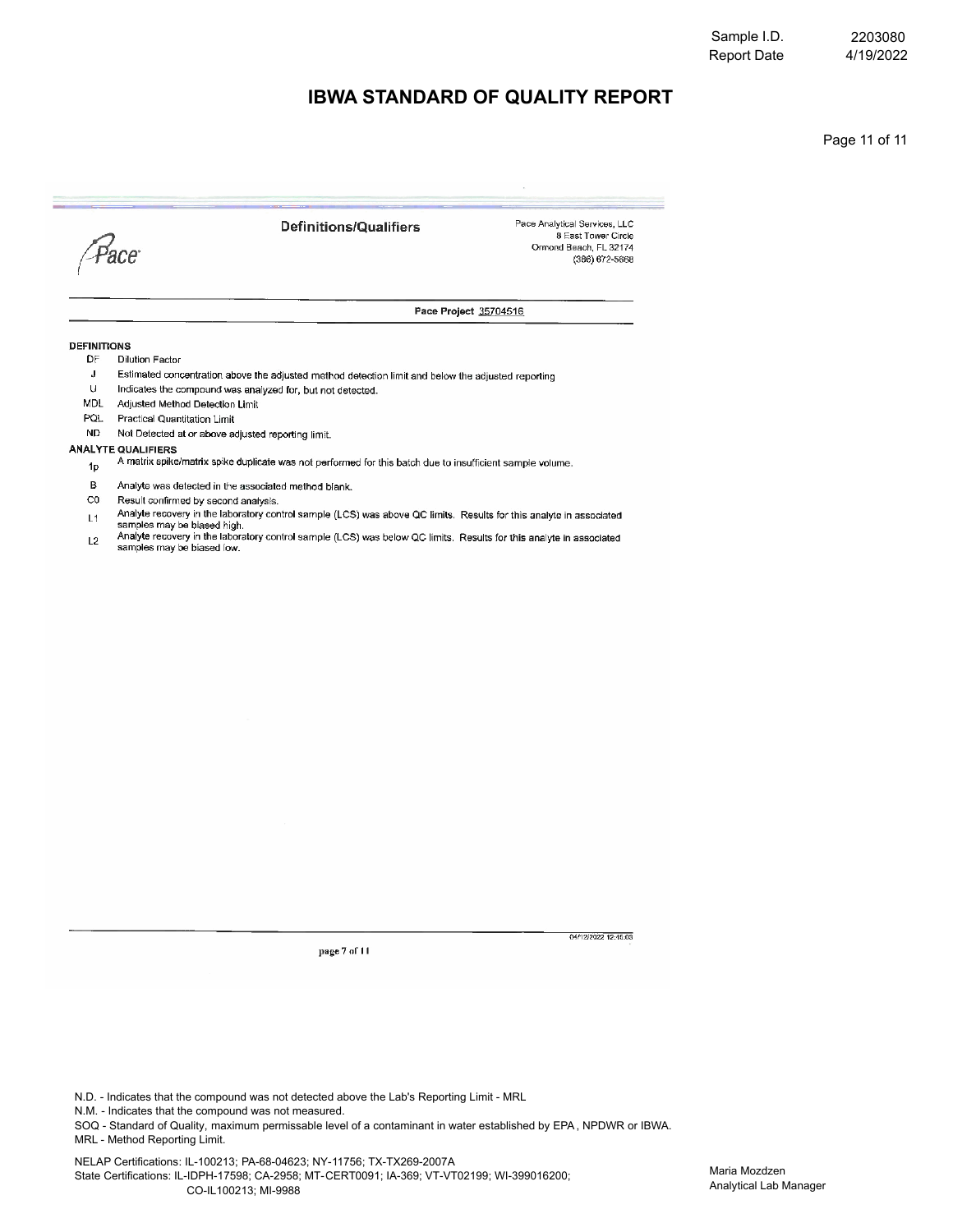Sample I.D. 2203080
Report Date 4/19/2022

# IBWA STANDARD OF QUALITY REPORT

## Definitions/Qualifiers

Pace Analytical Services, LLC
8 East Tower Circle
Ormond Beach, FL 32174
(386) 672-5668

Pace Project 35704516

**DEFINITIONS**

| | |
|---|---|
| DF | Dilution Factor |
| J | Estimated concentration above the adjusted method detection limit and below the adjusted reporting |
| U | Indicates the compound was analyzed for, but not detected. |
| MDL | Adjusted Method Detection Limit |
| PQL | Practical Quantitation Limit |
| ND | Not Detected at or above adjusted reporting limit. |

**ANALYTE QUALIFIERS**

| | |
|---|---|
| 1p | A matrix spike/matrix spike duplicate was not performed for this batch due to insufficient sample volume. |
| B | Analyte was detected in the associated method blank. |
| C0 | Result confirmed by second analysis. |
| L1 | Analyte recovery in the laboratory control sample (LCS) was above QC limits. Results for this analyte in associated samples may be biased high. |
| L2 | Analyte recovery in the laboratory control sample (LCS) was below QC limits. Results for this analyte in associated samples may be biased low. |

04/12/2022 12:45:03

N.D. - Indicates that the compound was not detected above the Lab's Reporting Limit - MRL
N.M. - Indicates that the compound was not measured.
SOQ - Standard of Quality, maximum permissable level of a contaminant in water established by EPA , NPDWR or IBWA.
MRL - Method Reporting Limit.

NELAP Certifications: IL-100213; PA-68-04623; NY-11756; TX-TX269-2007A
State Certifications: IL-IDPH-17598; CA-2958; MT-CERT0091; IA-369; VT-VT02199; WI-399016200; CO-IL100213; MI-9988

Maria Mozdzen
Analytical Lab Manager